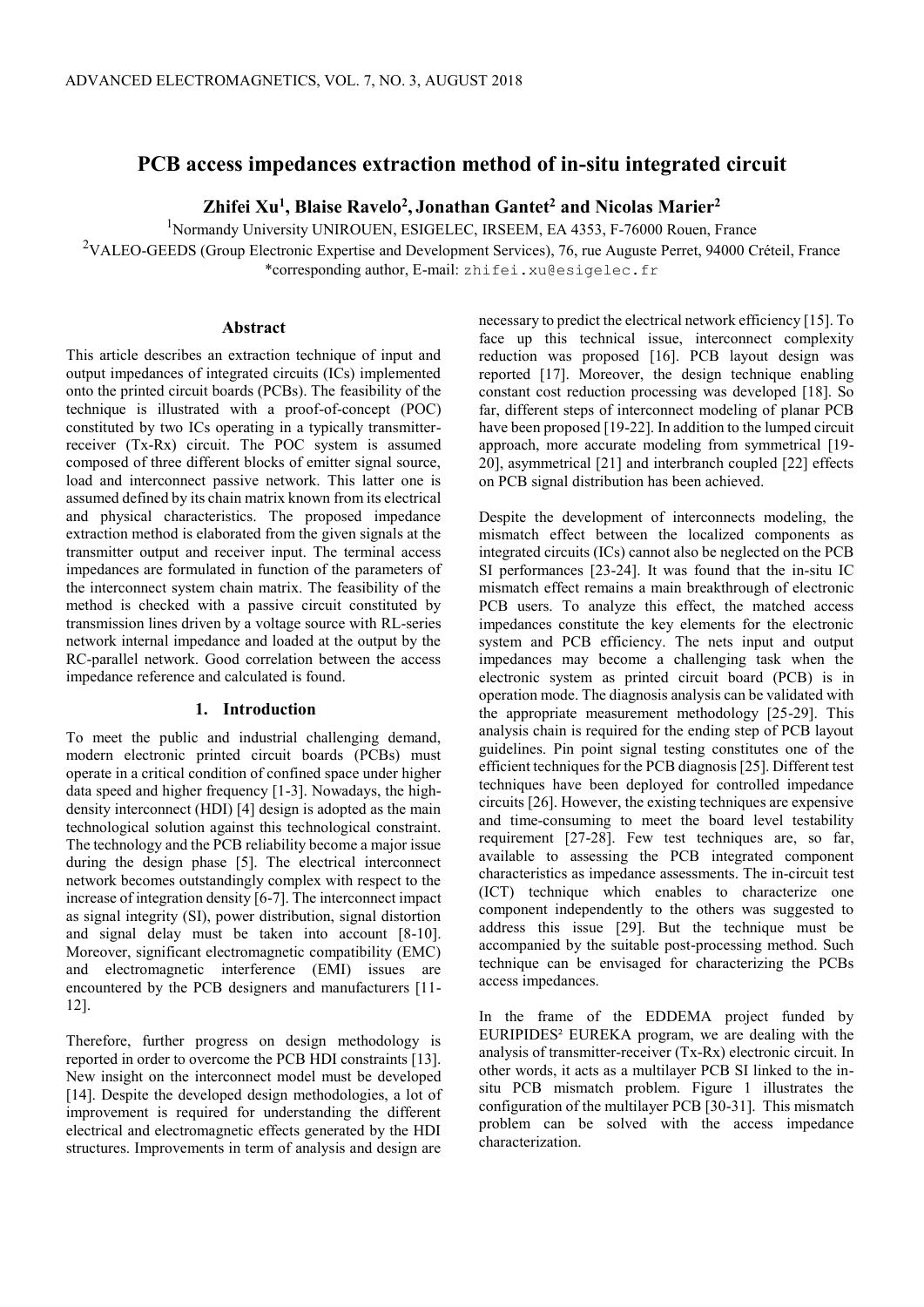# PCB access impedances extraction method of in-situ integrated circuit

**Zhifei Xu[1], Blaise Ravelo[2], Jonathan Gantet[2] and Nicolas Marier[2]**

[1]Normandy University UNIROUEN, ESIGELEC, IRSEEM, EA 4353, F-76000 Rouen, France

[2]VALEO-GEEDS (Group Electronic Expertise and Development Services), 76, rue Auguste Perret, 94000 Créteil, France

*corresponding author, E-mail: zhifei.xu@esigelec.fr

## Abstract

This article describes an extraction technique of input and output impedances of integrated circuits (ICs) implemented onto the printed circuit boards (PCBs). The feasibility of the technique is illustrated with a proof-of-concept (POC) constituted by two ICs operating in a typically transmitter-receiver (Tx-Rx) circuit. The POC system is assumed composed of three different blocks of emitter signal source, load and interconnect passive network. This latter one is assumed defined by its chain matrix known from its electrical and physical characteristics. The proposed impedance extraction method is elaborated from the given signals at the transmitter output and receiver input. The terminal access impedances are formulated in function of the parameters of the interconnect system chain matrix. The feasibility of the method is checked with a passive circuit constituted by transmission lines driven by a voltage source with RL-series network internal impedance and loaded at the output by the RC-parallel network. Good correlation between the access impedance reference and calculated is found.

## 1. Introduction

To meet the public and industrial challenging demand, modern electronic printed circuit boards (PCBs) must operate in a critical condition of confined space under higher data speed and higher frequency [1-3]. Nowadays, the high-density interconnect (HDI) [4] design is adopted as the main technological solution against this technological constraint. The technology and the PCB reliability become a major issue during the design phase [5]. The electrical interconnect network becomes outstandingly complex with respect to the increase of integration density [6-7]. The interconnect impact as signal integrity (SI), power distribution, signal distortion and signal delay must be taken into account [8-10]. Moreover, significant electromagnetic compatibility (EMC) and electromagnetic interference (EMI) issues are encountered by the PCB designers and manufacturers [11-12].

Therefore, further progress on design methodology is reported in order to overcome the PCB HDI constraints [13]. New insight on the interconnect model must be developed [14]. Despite the developed design methodologies, a lot of improvement is required for understanding the different electrical and electromagnetic effects generated by the HDI structures. Improvements in term of analysis and design are necessary to predict the electrical network efficiency [15]. To face up this technical issue, interconnect complexity reduction was proposed [16]. PCB layout design was reported [17]. Moreover, the design technique enabling constant cost reduction processing was developed [18]. So far, different steps of interconnect modeling of planar PCB have been proposed [19-22]. In addition to the lumped circuit approach, more accurate modeling from symmetrical [19-20], asymmetrical [21] and interbranch coupled [22] effects on PCB signal distribution has been achieved.

Despite the development of interconnects modeling, the mismatch effect between the localized components as integrated circuits (ICs) cannot also be neglected on the PCB SI performances [23-24]. It was found that the in-situ IC mismatch effect remains a main breakthrough of electronic PCB users. To analyze this effect, the matched access impedances constitute the key elements for the electronic system and PCB efficiency. The nets input and output impedances may become a challenging task when the electronic system as printed circuit board (PCB) is in operation mode. The diagnosis analysis can be validated with the appropriate measurement methodology [25-29]. This analysis chain is required for the ending step of PCB layout guidelines. Pin point signal testing constitutes one of the efficient techniques for the PCB diagnosis [25]. Different test techniques have been deployed for controlled impedance circuits [26]. However, the existing techniques are expensive and time-consuming to meet the board level testability requirement [27-28]. Few test techniques are, so far, available to assessing the PCB integrated component characteristics as impedance assessments. The in-circuit test (ICT) technique which enables to characterize one component independently to the others was suggested to address this issue [29]. But the technique must be accompanied by the suitable post-processing method. Such technique can be envisaged for characterizing the PCBs access impedances.

In the frame of the EDDEMA project funded by EURIPIDES² EUREKA program, we are dealing with the analysis of transmitter-receiver (Tx-Rx) electronic circuit. In other words, it acts as a multilayer PCB SI linked to the in-situ PCB mismatch problem. Figure 1 illustrates the configuration of the multilayer PCB [30-31]. This mismatch problem can be solved with the access impedance characterization.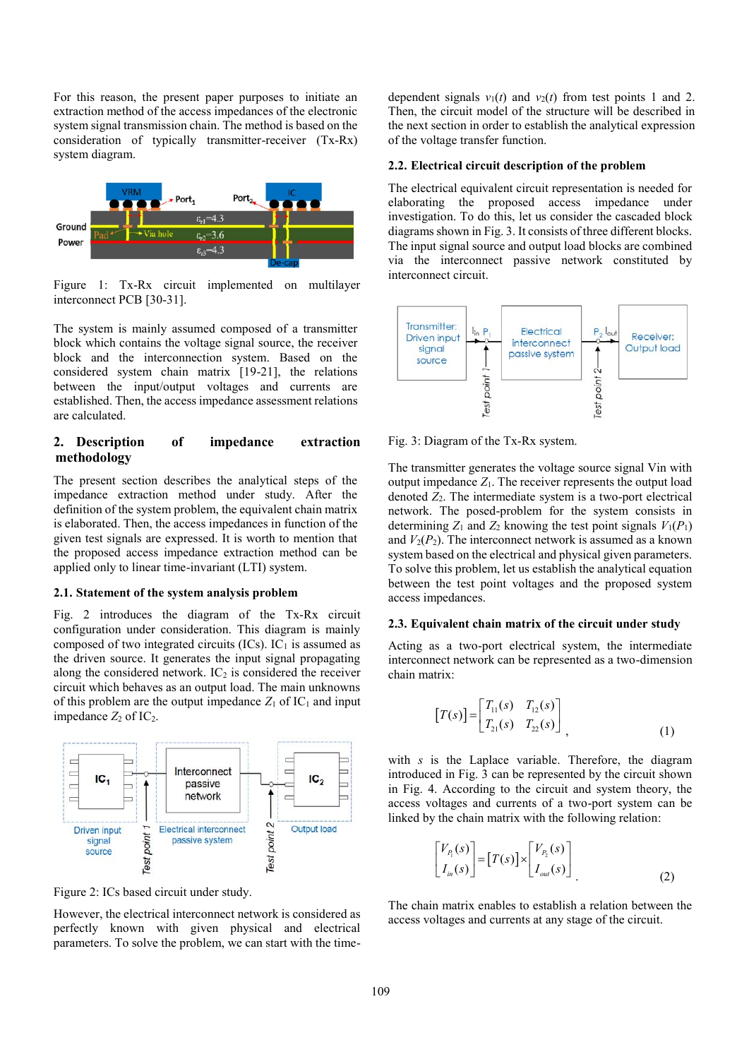For this reason, the present paper purposes to initiate an extraction method of the access impedances of the electronic system signal transmission chain. The method is based on the consideration of typically transmitter-receiver (Tx-Rx) system diagram.

Figure 1: Tx-Rx circuit implemented on multilayer interconnect PCB [30-31].

The system is mainly assumed composed of a transmitter block which contains the voltage signal source, the receiver block and the interconnection system. Based on the considered system chain matrix [19-21], the relations between the input/output voltages and currents are established. Then, the access impedance assessment relations are calculated.

## 2. Description of impedance extraction methodology

The present section describes the analytical steps of the impedance extraction method under study. After the definition of the system problem, the equivalent chain matrix is elaborated. Then, the access impedances in function of the given test signals are expressed. It is worth to mention that the proposed access impedance extraction method can be applied only to linear time-invariant (LTI) system.

### 2.1. Statement of the system analysis problem

Fig. 2 introduces the diagram of the Tx-Rx circuit configuration under consideration. This diagram is mainly composed of two integrated circuits (ICs). $IC_1$ is assumed as the driven source. It generates the input signal propagating along the considered network. $IC_2$ is considered the receiver circuit which behaves as an output load. The main unknowns of this problem are the output impedance $Z_1$ of $IC_1$ and input impedance $Z_2$ of $IC_2$.

Figure 2: ICs based circuit under study.

However, the electrical interconnect network is considered as perfectly known with given physical and electrical parameters. To solve the problem, we can start with the time-dependent signals $v_1(t)$ and $v_2(t)$ from test points 1 and 2. Then, the circuit model of the structure will be described in the next section in order to establish the analytical expression of the voltage transfer function.

### 2.2. Electrical circuit description of the problem

The electrical equivalent circuit representation is needed for elaborating the proposed access impedance under investigation. To do this, let us consider the cascaded block diagrams shown in Fig. 3. It consists of three different blocks. The input signal source and output load blocks are combined via the interconnect passive network constituted by interconnect circuit.

Fig. 3: Diagram of the Tx-Rx system.

The transmitter generates the voltage source signal Vin with output impedance $Z_1$. The receiver represents the output load denoted $Z_2$. The intermediate system is a two-port electrical network. The posed-problem for the system consists in determining $Z_1$ and $Z_2$ knowing the test point signals $V_1(P_1)$ and $V_2(P_2)$. The interconnect network is assumed as a known system based on the electrical and physical given parameters. To solve this problem, let us establish the analytical equation between the test point voltages and the proposed system access impedances.

### 2.3. Equivalent chain matrix of the circuit under study

Acting as a two-port electrical system, the intermediate interconnect network can be represented as a two-dimension chain matrix:

$$[T(s)] = \begin{bmatrix} T_{11}(s) & T_{12}(s) \\ T_{21}(s) & T_{22}(s) \end{bmatrix}, \qquad (1)$$

with $s$ is the Laplace variable. Therefore, the diagram introduced in Fig. 3 can be represented by the circuit shown in Fig. 4. According to the circuit and system theory, the access voltages and currents of a two-port system can be linked by the chain matrix with the following relation:

$$\begin{bmatrix} V_{P_1}(s) \\ I_{in}(s) \end{bmatrix} = [T(s)] \times \begin{bmatrix} V_{P_2}(s) \\ I_{out}(s) \end{bmatrix}. \qquad (2)$$

The chain matrix enables to establish a relation between the access voltages and currents at any stage of the circuit.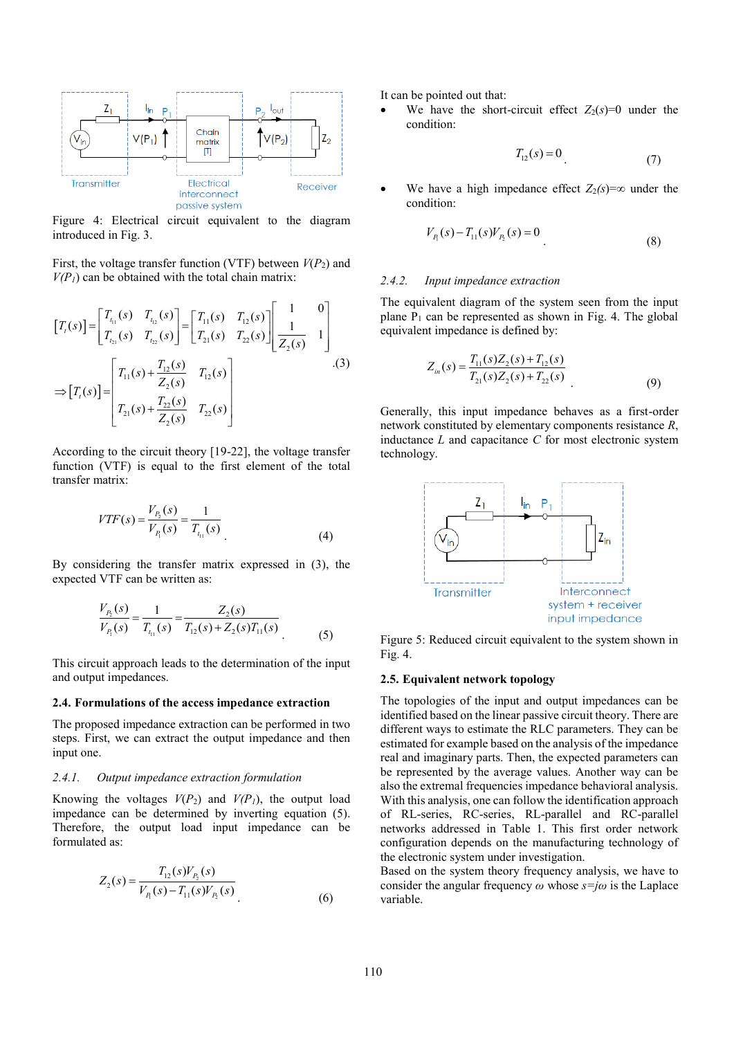Figure 4: Electrical circuit equivalent to the diagram introduced in Fig. 3.

First, the voltage transfer function (VTF) between $V(P_2)$ and $V(P_1)$ can be obtained with the total chain matrix:

$$[T_t(s)] = \begin{bmatrix} T_{t_{11}}(s) & T_{t_{12}}(s) \\ T_{t_{21}}(s) & T_{t_{22}}(s) \end{bmatrix} = \begin{bmatrix} T_{11}(s) & T_{12}(s) \\ T_{21}(s) & T_{22}(s) \end{bmatrix} \begin{bmatrix} 1 & 0 \\ \frac{1}{Z_2(s)} & 1 \end{bmatrix}$$
$$\Rightarrow [T_t(s)] = \begin{bmatrix} T_{11}(s) + \frac{T_{12}(s)}{Z_2(s)} & T_{12}(s) \\ T_{21}(s) + \frac{T_{22}(s)}{Z_2(s)} & T_{22}(s) \end{bmatrix} \quad (3)$$

According to the circuit theory [19-22], the voltage transfer function (VTF) is equal to the first element of the total transfer matrix:

$$VTF(s) = \frac{V_{P_2}(s)}{V_{P_1}(s)} = \frac{1}{T_{t_{11}}(s)} \quad (4)$$

By considering the transfer matrix expressed in (3), the expected VTF can be written as:

$$\frac{V_{P_2}(s)}{V_{P_1}(s)} = \frac{1}{T_{t_{11}}(s)} = \frac{Z_2(s)}{T_{12}(s) + Z_2(s)T_{11}(s)} \quad (5)$$

This circuit approach leads to the determination of the input and output impedances.

### 2.4. Formulations of the access impedance extraction

The proposed impedance extraction can be performed in two steps. First, we can extract the output impedance and then input one.

#### *2.4.1. Output impedance extraction formulation*

Knowing the voltages $V(P_2)$ and $V(P_1)$, the output load impedance can be determined by inverting equation (5). Therefore, the output load input impedance can be formulated as:

$$Z_2(s) = \frac{T_{12}(s)V_{P_2}(s)}{V_{P_1}(s) - T_{11}(s)V_{P_2}(s)} \quad (6)$$

It can be pointed out that:

- We have the short-circuit effect $Z_2(s)=0$ under the condition:

$$T_{12}(s) = 0 \quad (7)$$

- We have a high impedance effect $Z_2(s)=\infty$ under the condition:

$$V_{P_1}(s) - T_{11}(s)V_{P_2}(s) = 0 \quad (8)$$

#### *2.4.2. Input impedance extraction*

The equivalent diagram of the system seen from the input plane $P_1$ can be represented as shown in Fig. 4. The global equivalent impedance is defined by:

$$Z_{in}(s) = \frac{T_{11}(s)Z_2(s) + T_{12}(s)}{T_{21}(s)Z_2(s) + T_{22}(s)} \quad (9)$$

Generally, this input impedance behaves as a first-order network constituted by elementary components resistance $R$, inductance $L$ and capacitance $C$ for most electronic system technology.

Figure 5: Reduced circuit equivalent to the system shown in Fig. 4.

### 2.5. Equivalent network topology

The topologies of the input and output impedances can be identified based on the linear passive circuit theory. There are different ways to estimate the RLC parameters. They can be estimated for example based on the analysis of the impedance real and imaginary parts. Then, the expected parameters can be represented by the average values. Another way can be also the extremal frequencies impedance behavioral analysis. With this analysis, one can follow the identification approach of RL-series, RC-series, RL-parallel and RC-parallel networks addressed in Table 1. This first order network configuration depends on the manufacturing technology of the electronic system under investigation.

Based on the system theory frequency analysis, we have to consider the angular frequency $\omega$ whose $s=j\omega$ is the Laplace variable.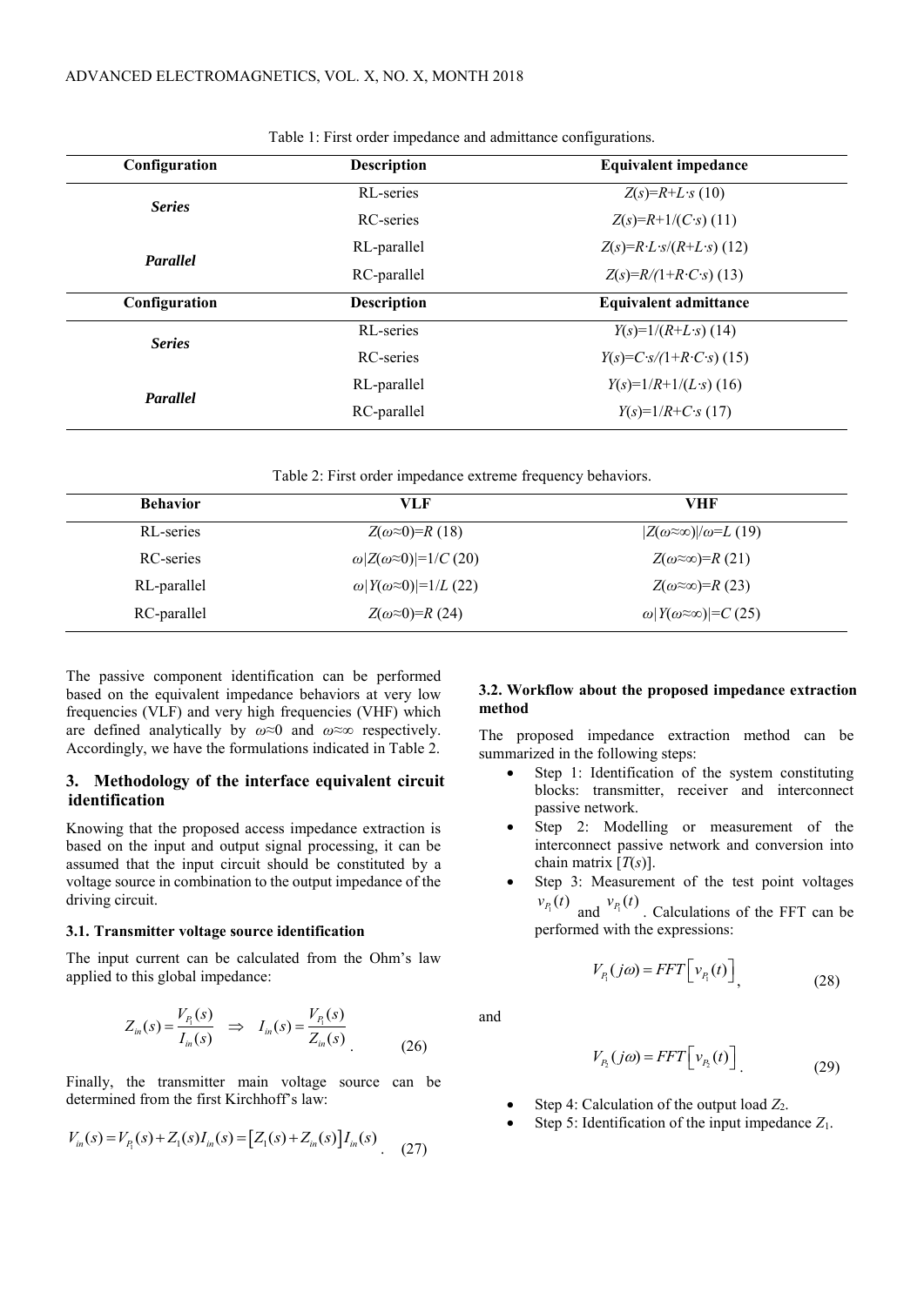Table 1: First order impedance and admittance configurations.

| Configuration | Description | Equivalent impedance |
|---|---|---|
| ***Series*** | RL-series | $Z(s)=R+L\cdot s$ (10) |
| | RC-series | $Z(s)=R+1/(C\cdot s)$ (11) |
| ***Parallel*** | RL-parallel | $Z(s)=R\cdot L\cdot s/(R+L\cdot s)$ (12) |
| | RC-parallel | $Z(s)=R/(1+R\cdot C\cdot s)$ (13) |
| **Configuration** | **Description** | **Equivalent admittance** |
| ***Series*** | RL-series | $Y(s)=1/(R+L\cdot s)$ (14) |
| | RC-series | $Y(s)=C\cdot s/(1+R\cdot C\cdot s)$ (15) |
| ***Parallel*** | RL-parallel | $Y(s)=1/R+1/(L\cdot s)$ (16) |
| | RC-parallel | $Y(s)=1/R+C\cdot s$ (17) |

Table 2: First order impedance extreme frequency behaviors.

| Behavior | VLF | VHF |
|---|---|---|
| RL-series | $Z(\omega\approx 0)=R$ (18) | $\lvert Z(\omega\approx\infty)\rvert/\omega=L$ (19) |
| RC-series | $\omega\lvert Z(\omega\approx 0)\rvert=1/C$ (20) | $Z(\omega\approx\infty)=R$ (21) |
| RL-parallel | $\omega\lvert Y(\omega\approx 0)\rvert=1/L$ (22) | $Z(\omega\approx\infty)=R$ (23) |
| RC-parallel | $Z(\omega\approx 0)=R$ (24) | $\omega\lvert Y(\omega\approx\infty)\rvert=C$ (25) |

The passive component identification can be performed based on the equivalent impedance behaviors at very low frequencies (VLF) and very high frequencies (VHF) which are defined analytically by $\omega\approx 0$ and $\omega\approx\infty$ respectively. Accordingly, we have the formulations indicated in Table 2.

## 3. Methodology of the interface equivalent circuit identification

Knowing that the proposed access impedance extraction is based on the input and output signal processing, it can be assumed that the input circuit should be constituted by a voltage source in combination to the output impedance of the driving circuit.

### 3.1. Transmitter voltage source identification

The input current can be calculated from the Ohm's law applied to this global impedance:

$$Z_{in}(s)=\frac{V_{P_1}(s)}{I_{in}(s)} \quad \Rightarrow \quad I_{in}(s)=\frac{V_{P_1}(s)}{Z_{in}(s)}. \tag{26}$$

Finally, the transmitter main voltage source can be determined from the first Kirchhoff's law:

$$V_{in}(s)=V_{P_1}(s)+Z_1(s)I_{in}(s)=\left[Z_1(s)+Z_{in}(s)\right]I_{in}(s). \tag{27}$$

### 3.2. Workflow about the proposed impedance extraction method

The proposed impedance extraction method can be summarized in the following steps:

- Step 1: Identification of the system constituting blocks: transmitter, receiver and interconnect passive network.
- Step 2: Modelling or measurement of the interconnect passive network and conversion into chain matrix $[T(s)]$.
- Step 3: Measurement of the test point voltages $v_{P_1}(t)$ and $v_{P_1}(t)$. Calculations of the FFT can be performed with the expressions:

$$V_{P_1}(j\omega)=FFT\left[v_{P_1}(t)\right], \tag{28}$$

and

$$V_{P_2}(j\omega)=FFT\left[v_{P_2}(t)\right]. \tag{29}$$

- Step 4: Calculation of the output load $Z_2$.
- Step 5: Identification of the input impedance $Z_1$.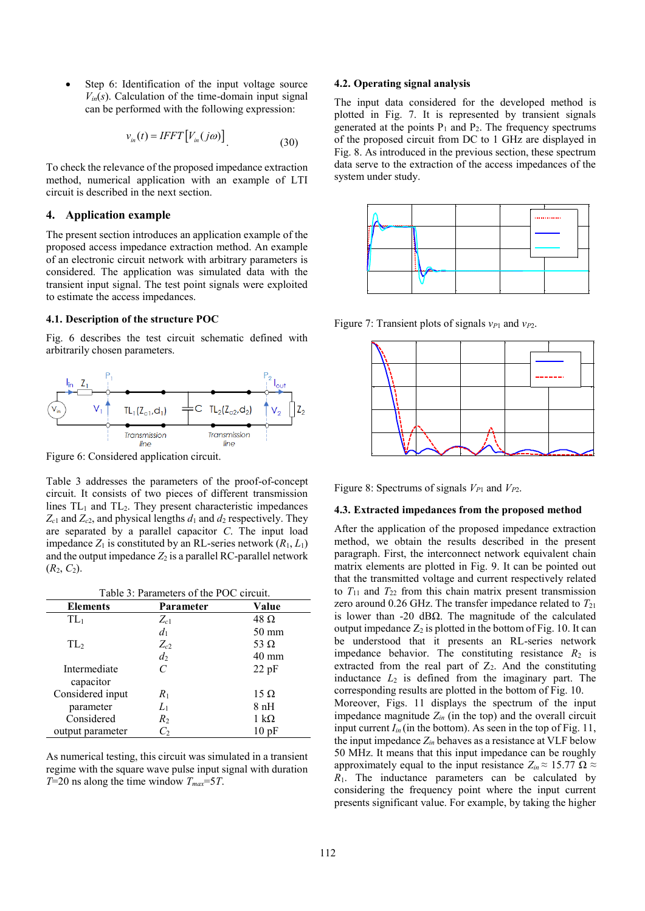- Step 6: Identification of the input voltage source $V_{in}(s)$. Calculation of the time-domain input signal can be performed with the following expression:

$$v_{in}(t) = IFFT\left[V_{in}(j\omega)\right]. \tag{30}$$

To check the relevance of the proposed impedance extraction method, numerical application with an example of LTI circuit is described in the next section.

## 4. Application example

The present section introduces an application example of the proposed access impedance extraction method. An example of an electronic circuit network with arbitrary parameters is considered. The application was simulated data with the transient input signal. The test point signals were exploited to estimate the access impedances.

### 4.1. Description of the structure POC

Fig. 6 describes the test circuit schematic defined with arbitrarily chosen parameters.

Figure 6: Considered application circuit.

Table 3 addresses the parameters of the proof-of-concept circuit. It consists of two pieces of different transmission lines $TL_1$ and $TL_2$. They present characteristic impedances $Z_{c1}$ and $Z_{c2}$, and physical lengths $d_1$ and $d_2$ respectively. They are separated by a parallel capacitor $C$. The input load impedance $Z_1$ is constituted by an RL-series network ($R_1$, $L_1$) and the output impedance $Z_2$ is a parallel RC-parallel network ($R_2$, $C_2$).

Table 3: Parameters of the POC circuit.

| Elements | Parameter | Value |
|---|---|---|
| $TL_1$ | $Z_{c1}$ | 48 Ω |
| | $d_1$ | 50 mm |
| $TL_2$ | $Z_{c2}$ | 53 Ω |
| | $d_2$ | 40 mm |
| Intermediate capacitor | $C$ | 22 pF |
| Considered input parameter | $R_1$ | 15 Ω |
| | $L_1$ | 8 nH |
| Considered output parameter | $R_2$ | 1 kΩ |
| | $C_2$ | 10 pF |

As numerical testing, this circuit was simulated in a transient regime with the square wave pulse input signal with duration $T$=20 ns along the time window $T_{max}$=5$T$.

### 4.2. Operating signal analysis

The input data considered for the developed method is plotted in Fig. 7. It is represented by transient signals generated at the points $P_1$ and $P_2$. The frequency spectrums of the proposed circuit from DC to 1 GHz are displayed in Fig. 8. As introduced in the previous section, these spectrum data serve to the extraction of the access impedances of the system under study.

Figure 7: Transient plots of signals $v_{P1}$ and $v_{P2}$.

Figure 8: Spectrums of signals $V_{P1}$ and $V_{P2}$.

### 4.3. Extracted impedances from the proposed method

After the application of the proposed impedance extraction method, we obtain the results described in the present paragraph. First, the interconnect network equivalent chain matrix elements are plotted in Fig. 9. It can be pointed out that the transmitted voltage and current respectively related to $T_{11}$ and $T_{22}$ from this chain matrix present transmission zero around 0.26 GHz. The transfer impedance related to $T_{21}$ is lower than -20 dBΩ. The magnitude of the calculated output impedance $Z_2$ is plotted in the bottom of Fig. 10. It can be understood that it presents an RL-series network impedance behavior. The constituting resistance $R_2$ is extracted from the real part of $Z_2$. And the constituting inductance $L_2$ is defined from the imaginary part. The corresponding results are plotted in the bottom of Fig. 10. Moreover, Figs. 11 displays the spectrum of the input impedance magnitude $Z_{in}$ (in the top) and the overall circuit input current $I_{in}$ (in the bottom). As seen in the top of Fig. 11, the input impedance $Z_{in}$ behaves as a resistance at VLF below 50 MHz. It means that this input impedance can be roughly approximately equal to the input resistance $Z_{in} \approx 15.77\ \Omega \approx R_1$. The inductance parameters can be calculated by considering the frequency point where the input current presents significant value. For example, by taking the higher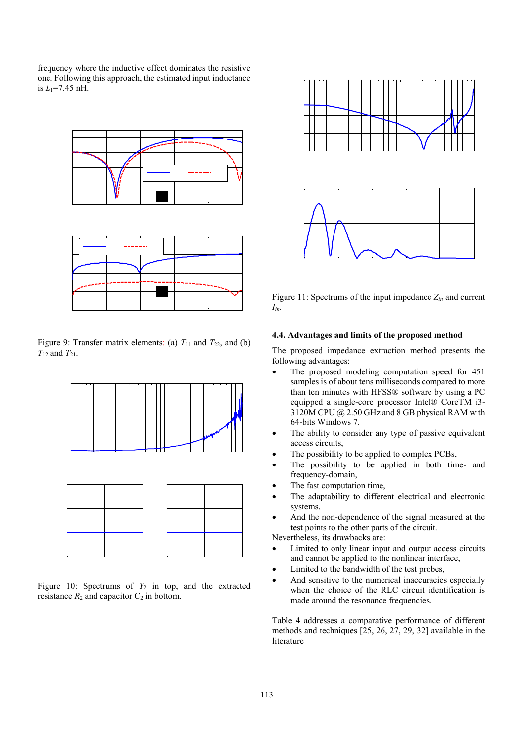frequency where the inductive effect dominates the resistive one. Following this approach, the estimated input inductance is $L_1$=7.45 nH.

Figure 9: Transfer matrix elements: (a) $T_{11}$ and $T_{22}$, and (b) $T_{12}$ and $T_{21}$.

Figure 10: Spectrums of $Y_2$ in top, and the extracted resistance $R_2$ and capacitor $C_2$ in bottom.

Figure 11: Spectrums of the input impedance $Z_{in}$ and current $I_{in}$.

### 4.4. Advantages and limits of the proposed method

The proposed impedance extraction method presents the following advantages:

- The proposed modeling computation speed for 451 samples is of about tens milliseconds compared to more than ten minutes with HFSS® software by using a PC equipped a single-core processor Intel® CoreTM i3-3120M CPU @ 2.50 GHz and 8 GB physical RAM with 64-bits Windows 7.
- The ability to consider any type of passive equivalent access circuits,
- The possibility to be applied to complex PCBs,
- The possibility to be applied in both time- and frequency-domain,
- The fast computation time,
- The adaptability to different electrical and electronic systems,
- And the non-dependence of the signal measured at the test points to the other parts of the circuit.

Nevertheless, its drawbacks are:

- Limited to only linear input and output access circuits and cannot be applied to the nonlinear interface,
- Limited to the bandwidth of the test probes,
- And sensitive to the numerical inaccuracies especially when the choice of the RLC circuit identification is made around the resonance frequencies.

Table 4 addresses a comparative performance of different methods and techniques [25, 26, 27, 29, 32] available in the literature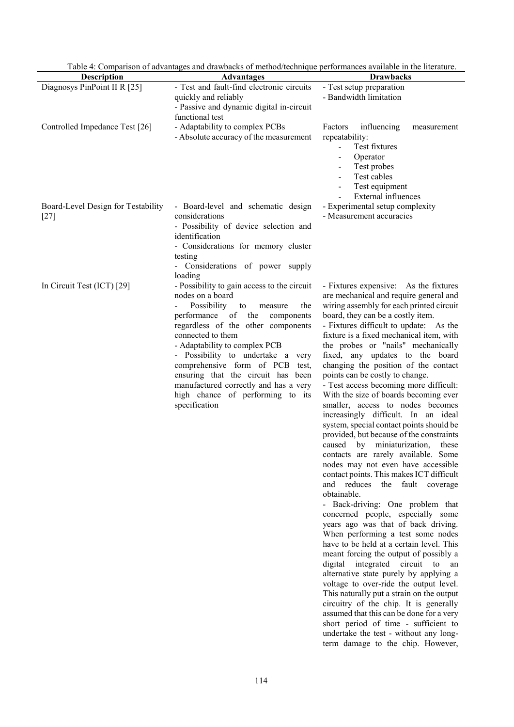Table 4: Comparison of advantages and drawbacks of method/technique performances available in the literature.

| Description | Advantages | Drawbacks |
|---|---|---|
| Diagnosys PinPoint II R [25] | - Test and fault-find electronic circuits quickly and reliably<br>- Passive and dynamic digital in-circuit functional test | - Test setup preparation<br>- Bandwidth limitation |
| Controlled Impedance Test [26] | - Adaptability to complex PCBs<br>- Absolute accuracy of the measurement | Factors influencing measurement repeatability:<br>- Test fixtures<br>- Operator<br>- Test probes<br>- Test cables<br>- Test equipment<br>- External influences |
| Board-Level Design for Testability [27] | - Board-level and schematic design considerations<br>- Possibility of device selection and identification<br>- Considerations for memory cluster testing<br>- Considerations of power supply loading | - Experimental setup complexity<br>- Measurement accuracies |
| In Circuit Test (ICT) [29] | - Possibility to gain access to the circuit nodes on a board<br>- Possibility to measure the performance of the components regardless of the other components connected to them<br>- Adaptability to complex PCB<br>- Possibility to undertake a very comprehensive form of PCB test, ensuring that the circuit has been manufactured correctly and has a very high chance of performing to its specification | - Fixtures expensive: As the fixtures are mechanical and require general and wiring assembly for each printed circuit board, they can be a costly item.<br>- Fixtures difficult to update: As the fixture is a fixed mechanical item, with the probes or "nails" mechanically fixed, any updates to the board changing the position of the contact points can be costly to change.<br>- Test access becoming more difficult: With the size of boards becoming ever smaller, access to nodes becomes increasingly difficult. In an ideal system, special contact points should be provided, but because of the constraints caused by miniaturization, these contacts are rarely available. Some nodes may not even have accessible contact points. This makes ICT difficult and reduces the fault coverage obtainable.<br>- Back-driving: One problem that concerned people, especially some years ago was that of back driving. When performing a test some nodes have to be held at a certain level. This meant forcing the output of possibly a digital integrated circuit to an alternative state purely by applying a voltage to over-ride the output level. This naturally put a strain on the output circuitry of the chip. It is generally assumed that this can be done for a very short period of time - sufficient to undertake the test - without any long-term damage to the chip. However, |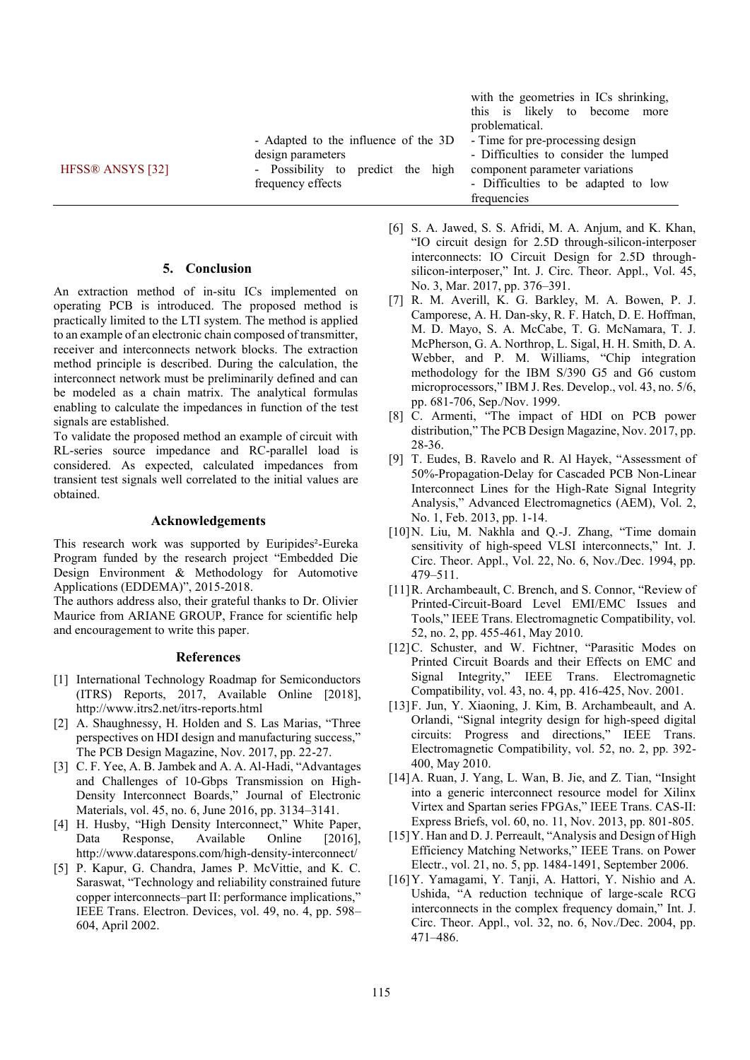| | | with the geometries in ICs shrinking, this is likely to become more problematical. |
|---|---|---|
| HFSS® ANSYS [32] | - Adapted to the influence of the 3D design parameters<br>- Possibility to predict the high frequency effects | - Time for pre-processing design<br>- Difficulties to consider the lumped component parameter variations<br>- Difficulties to be adapted to low frequencies |

## 5. Conclusion

An extraction method of in-situ ICs implemented on operating PCB is introduced. The proposed method is practically limited to the LTI system. The method is applied to an example of an electronic chain composed of transmitter, receiver and interconnects network blocks. The extraction method principle is described. During the calculation, the interconnect network must be preliminarily defined and can be modeled as a chain matrix. The analytical formulas enabling to calculate the impedances in function of the test signals are established.

To validate the proposed method an example of circuit with RL-series source impedance and RC-parallel load is considered. As expected, calculated impedances from transient test signals well correlated to the initial values are obtained.

## Acknowledgements

This research work was supported by Euripides²-Eureka Program funded by the research project "Embedded Die Design Environment & Methodology for Automotive Applications (EDDEMA)", 2015-2018.

The authors address also, their grateful thanks to Dr. Olivier Maurice from ARIANE GROUP, France for scientific help and encouragement to write this paper.

## References

[1] International Technology Roadmap for Semiconductors (ITRS) Reports, 2017, Available Online [2018], http://www.itrs2.net/itrs-reports.html

[2] A. Shaughnessy, H. Holden and S. Las Marias, "Three perspectives on HDI design and manufacturing success," The PCB Design Magazine, Nov. 2017, pp. 22-27.

[3] C. F. Yee, A. B. Jambek and A. A. Al-Hadi, "Advantages and Challenges of 10-Gbps Transmission on High-Density Interconnect Boards," Journal of Electronic Materials, vol. 45, no. 6, June 2016, pp. 3134–3141.

[4] H. Husby, "High Density Interconnect," White Paper, Data Response, Available Online [2016], http://www.datarespons.com/high-density-interconnect/

[5] P. Kapur, G. Chandra, James P. McVittie, and K. C. Saraswat, "Technology and reliability constrained future copper interconnects–part II: performance implications," IEEE Trans. Electron. Devices, vol. 49, no. 4, pp. 598–604, April 2002.

[6] S. A. Jawed, S. S. Afridi, M. A. Anjum, and K. Khan, "IO circuit design for 2.5D through-silicon-interposer interconnects: IO Circuit Design for 2.5D through-silicon-interposer," Int. J. Circ. Theor. Appl., Vol. 45, No. 3, Mar. 2017, pp. 376–391.

[7] R. M. Averill, K. G. Barkley, M. A. Bowen, P. J. Camporese, A. H. Dan-sky, R. F. Hatch, D. E. Hoffman, M. D. Mayo, S. A. McCabe, T. G. McNamara, T. J. McPherson, G. A. Northrop, L. Sigal, H. H. Smith, D. A. Webber, and P. M. Williams, "Chip integration methodology for the IBM S/390 G5 and G6 custom microprocessors," IBM J. Res. Develop., vol. 43, no. 5/6, pp. 681-706, Sep./Nov. 1999.

[8] C. Armenti, "The impact of HDI on PCB power distribution," The PCB Design Magazine, Nov. 2017, pp. 28-36.

[9] T. Eudes, B. Ravelo and R. Al Hayek, "Assessment of 50%-Propagation-Delay for Cascaded PCB Non-Linear Interconnect Lines for the High-Rate Signal Integrity Analysis," Advanced Electromagnetics (AEM), Vol. 2, No. 1, Feb. 2013, pp. 1-14.

[10] N. Liu, M. Nakhla and Q.-J. Zhang, "Time domain sensitivity of high-speed VLSI interconnects," Int. J. Circ. Theor. Appl., Vol. 22, No. 6, Nov./Dec. 1994, pp. 479–511.

[11] R. Archambeault, C. Brench, and S. Connor, "Review of Printed-Circuit-Board Level EMI/EMC Issues and Tools," IEEE Trans. Electromagnetic Compatibility, vol. 52, no. 2, pp. 455-461, May 2010.

[12] C. Schuster, and W. Fichtner, "Parasitic Modes on Printed Circuit Boards and their Effects on EMC and Signal Integrity," IEEE Trans. Electromagnetic Compatibility, vol. 43, no. 4, pp. 416-425, Nov. 2001.

[13] F. Jun, Y. Xiaoning, J. Kim, B. Archambeault, and A. Orlandi, "Signal integrity design for high-speed digital circuits: Progress and directions," IEEE Trans. Electromagnetic Compatibility, vol. 52, no. 2, pp. 392-400, May 2010.

[14] A. Ruan, J. Yang, L. Wan, B. Jie, and Z. Tian, "Insight into a generic interconnect resource model for Xilinx Virtex and Spartan series FPGAs," IEEE Trans. CAS-II: Express Briefs, vol. 60, no. 11, Nov. 2013, pp. 801-805.

[15] Y. Han and D. J. Perreault, "Analysis and Design of High Efficiency Matching Networks," IEEE Trans. on Power Electr., vol. 21, no. 5, pp. 1484-1491, September 2006.

[16] Y. Yamagami, Y. Tanji, A. Hattori, Y. Nishio and A. Ushida, "A reduction technique of large-scale RCG interconnects in the complex frequency domain," Int. J. Circ. Theor. Appl., vol. 32, no. 6, Nov./Dec. 2004, pp. 471–486.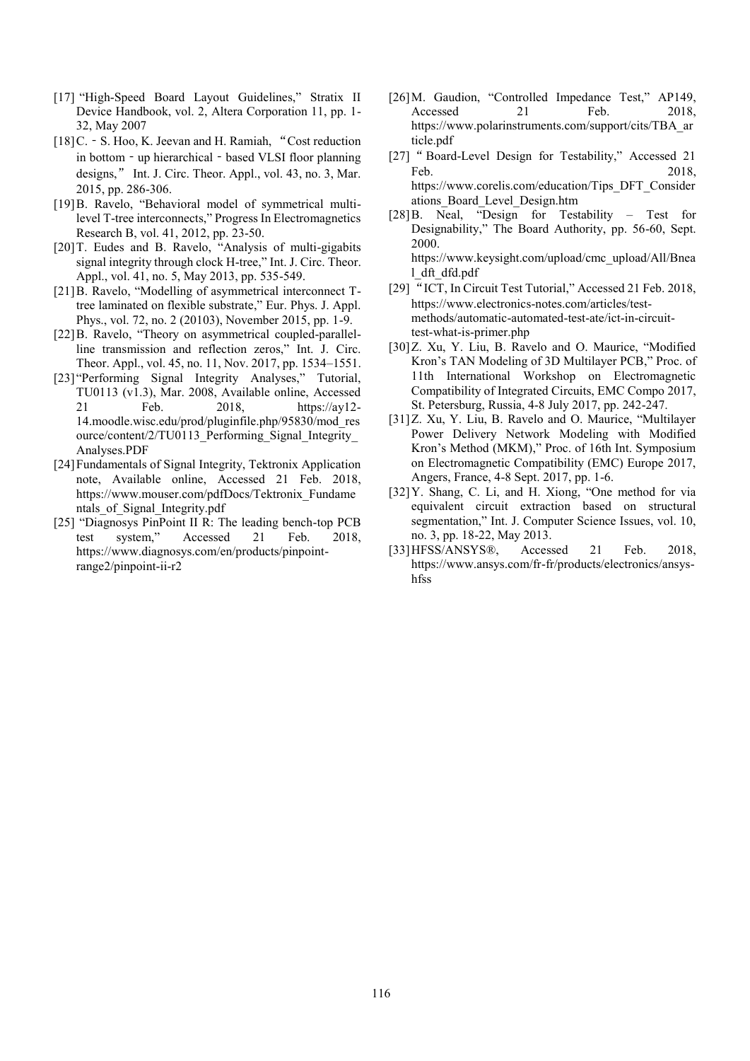[17] "High-Speed Board Layout Guidelines," Stratix II Device Handbook, vol. 2, Altera Corporation 11, pp. 1-32, May 2007

[18] C.‑S. Hoo, K. Jeevan and H. Ramiah, "Cost reduction in bottom‑up hierarchical‑based VLSI floor planning designs," Int. J. Circ. Theor. Appl., vol. 43, no. 3, Mar. 2015, pp. 286-306.

[19] B. Ravelo, "Behavioral model of symmetrical multi-level T-tree interconnects," Progress In Electromagnetics Research B, vol. 41, 2012, pp. 23-50.

[20] T. Eudes and B. Ravelo, "Analysis of multi-gigabits signal integrity through clock H-tree," Int. J. Circ. Theor. Appl., vol. 41, no. 5, May 2013, pp. 535-549.

[21] B. Ravelo, "Modelling of asymmetrical interconnect T-tree laminated on flexible substrate," Eur. Phys. J. Appl. Phys., vol. 72, no. 2 (20103), November 2015, pp. 1-9.

[22] B. Ravelo, "Theory on asymmetrical coupled-parallel-line transmission and reflection zeros," Int. J. Circ. Theor. Appl., vol. 45, no. 11, Nov. 2017, pp. 1534–1551.

[23] "Performing Signal Integrity Analyses," Tutorial, TU0113 (v1.3), Mar. 2008, Available online, Accessed 21 Feb. 2018, https://ay12-14.moodle.wisc.edu/prod/pluginfile.php/95830/mod_resource/content/2/TU0113_Performing_Signal_Integrity_Analyses.PDF

[24] Fundamentals of Signal Integrity, Tektronix Application note, Available online, Accessed 21 Feb. 2018, https://www.mouser.com/pdfDocs/Tektronix_Fundamentals_of_Signal_Integrity.pdf

[25] "Diagnosys PinPoint II R: The leading bench-top PCB test system," Accessed 21 Feb. 2018, https://www.diagnosys.com/en/products/pinpoint-range2/pinpoint-ii-r2

[26] M. Gaudion, "Controlled Impedance Test," AP149, Accessed 21 Feb. 2018, https://www.polarinstruments.com/support/cits/TBA_article.pdf

[27] "Board-Level Design for Testability," Accessed 21 Feb. 2018, https://www.corelis.com/education/Tips_DFT_Considerations_Board_Level_Design.htm

[28] B. Neal, "Design for Testability – Test for Designability," The Board Authority, pp. 56-60, Sept. 2000. https://www.keysight.com/upload/cmc_upload/All/Bneal_dft_dfd.pdf

[29] "ICT, In Circuit Test Tutorial," Accessed 21 Feb. 2018, https://www.electronics-notes.com/articles/test-methods/automatic-automated-test-ate/ict-in-circuit-test-what-is-primer.php

[30] Z. Xu, Y. Liu, B. Ravelo and O. Maurice, "Modified Kron's TAN Modeling of 3D Multilayer PCB," Proc. of 11th International Workshop on Electromagnetic Compatibility of Integrated Circuits, EMC Compo 2017, St. Petersburg, Russia, 4-8 July 2017, pp. 242-247.

[31] Z. Xu, Y. Liu, B. Ravelo and O. Maurice, "Multilayer Power Delivery Network Modeling with Modified Kron's Method (MKM)," Proc. of 16th Int. Symposium on Electromagnetic Compatibility (EMC) Europe 2017, Angers, France, 4-8 Sept. 2017, pp. 1-6.

[32] Y. Shang, C. Li, and H. Xiong, "One method for via equivalent circuit extraction based on structural segmentation," Int. J. Computer Science Issues, vol. 10, no. 3, pp. 18-22, May 2013.

[33] HFSS/ANSYS®, Accessed 21 Feb. 2018, https://www.ansys.com/fr-fr/products/electronics/ansys-hfss